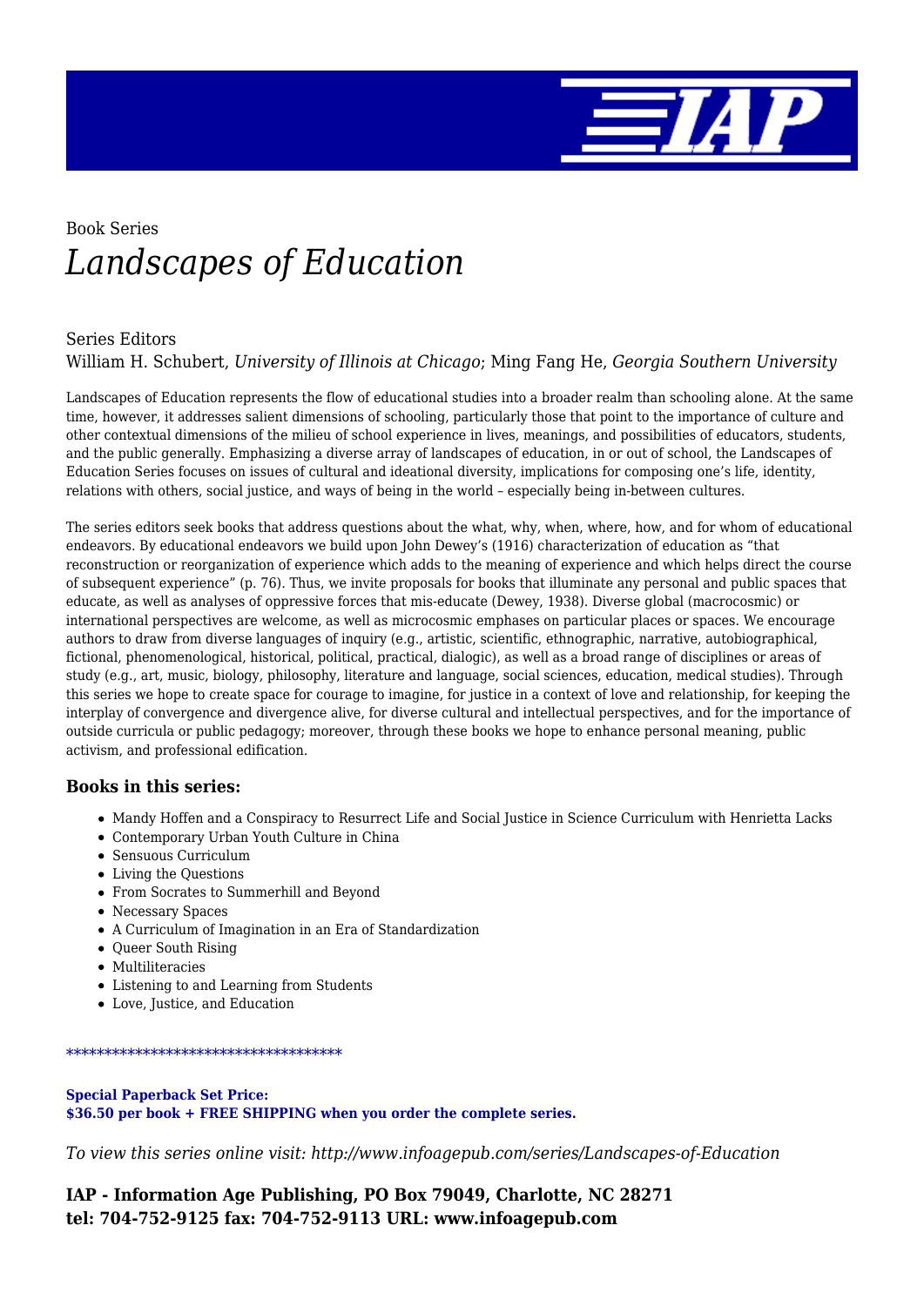Book Series

# *Landscapes of Education*

Series Editors
William H. Schubert*, University of Illinois at Chicago*; Ming Fang He, *Georgia Southern University*

Landscapes of Education represents the flow of educational studies into a broader realm than schooling alone. At the same time, however, it addresses salient dimensions of schooling, particularly those that point to the importance of culture and other contextual dimensions of the milieu of school experience in lives, meanings, and possibilities of educators, students, and the public generally. Emphasizing a diverse array of landscapes of education, in or out of school, the Landscapes of Education Series focuses on issues of cultural and ideational diversity, implications for composing one's life, identity, relations with others, social justice, and ways of being in the world – especially being in-between cultures.

The series editors seek books that address questions about the what, why, when, where, how, and for whom of educational endeavors. By educational endeavors we build upon John Dewey's (1916) characterization of education as "that reconstruction or reorganization of experience which adds to the meaning of experience and which helps direct the course of subsequent experience" (p. 76). Thus, we invite proposals for books that illuminate any personal and public spaces that educate, as well as analyses of oppressive forces that mis-educate (Dewey, 1938). Diverse global (macrocosmic) or international perspectives are welcome, as well as microcosmic emphases on particular places or spaces. We encourage authors to draw from diverse languages of inquiry (e.g., artistic, scientific, ethnographic, narrative, autobiographical, fictional, phenomenological, historical, political, practical, dialogic), as well as a broad range of disciplines or areas of study (e.g., art, music, biology, philosophy, literature and language, social sciences, education, medical studies). Through this series we hope to create space for courage to imagine, for justice in a context of love and relationship, for keeping the interplay of convergence and divergence alive, for diverse cultural and intellectual perspectives, and for the importance of outside curricula or public pedagogy; moreover, through these books we hope to enhance personal meaning, public activism, and professional edification.

### Books in this series:

- Mandy Hoffen and a Conspiracy to Resurrect Life and Social Justice in Science Curriculum with Henrietta Lacks
- Contemporary Urban Youth Culture in China
- Sensuous Curriculum
- Living the Questions
- From Socrates to Summerhill and Beyond
- Necessary Spaces
- A Curriculum of Imagination in an Era of Standardization
- Queer South Rising
- Multiliteracies
- Listening to and Learning from Students
- Love, Justice, and Education

************************************

**Special Paperback Set Price:**
**$36.50 per book + FREE SHIPPING when you order the complete series.**

*To view this series online visit: http://www.infoagepub.com/series/Landscapes-of-Education*

**IAP - Information Age Publishing, PO Box 79049, Charlotte, NC 28271**
**tel: 704-752-9125 fax: 704-752-9113 URL: www.infoagepub.com**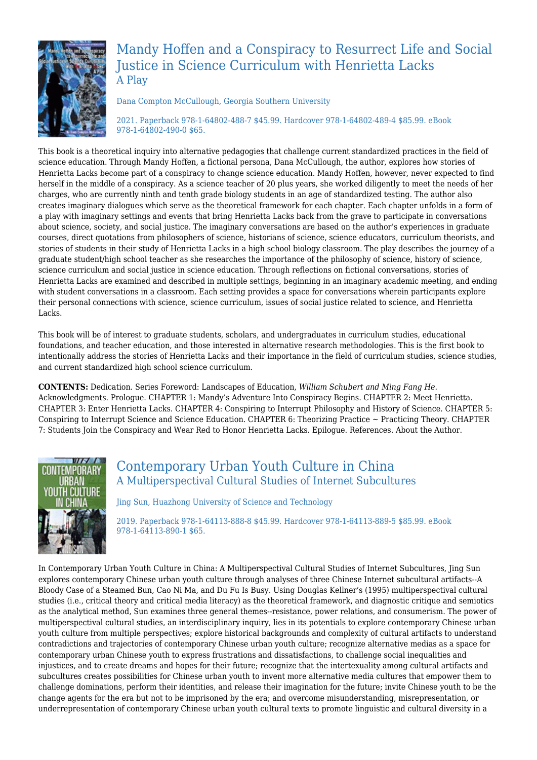## Mandy Hoffen and a Conspiracy to Resurrect Life and Social Justice in Science Curriculum with Henrietta Lacks

### A Play

Dana Compton McCullough, Georgia Southern University

2021. Paperback 978-1-64802-488-7 $45.99. Hardcover 978-1-64802-489-4 $85.99. eBook 978-1-64802-490-0 $65.

This book is a theoretical inquiry into alternative pedagogies that challenge current standardized practices in the field of science education. Through Mandy Hoffen, a fictional persona, Dana McCullough, the author, explores how stories of Henrietta Lacks become part of a conspiracy to change science education. Mandy Hoffen, however, never expected to find herself in the middle of a conspiracy. As a science teacher of 20 plus years, she worked diligently to meet the needs of her charges, who are currently ninth and tenth grade biology students in an age of standardized testing. The author also creates imaginary dialogues which serve as the theoretical framework for each chapter. Each chapter unfolds in a form of a play with imaginary settings and events that bring Henrietta Lacks back from the grave to participate in conversations about science, society, and social justice. The imaginary conversations are based on the author's experiences in graduate courses, direct quotations from philosophers of science, historians of science, science educators, curriculum theorists, and stories of students in their study of Henrietta Lacks in a high school biology classroom. The play describes the journey of a graduate student/high school teacher as she researches the importance of the philosophy of science, history of science, science curriculum and social justice in science education. Through reflections on fictional conversations, stories of Henrietta Lacks are examined and described in multiple settings, beginning in an imaginary academic meeting, and ending with student conversations in a classroom. Each setting provides a space for conversations wherein participants explore their personal connections with science, science curriculum, issues of social justice related to science, and Henrietta Lacks.

This book will be of interest to graduate students, scholars, and undergraduates in curriculum studies, educational foundations, and teacher education, and those interested in alternative research methodologies. This is the first book to intentionally address the stories of Henrietta Lacks and their importance in the field of curriculum studies, science studies, and current standardized high school science curriculum.

**CONTENTS:** Dedication. Series Foreword: Landscapes of Education, *William Schubert and Ming Fang He.* Acknowledgments. Prologue. CHAPTER 1: Mandy's Adventure Into Conspiracy Begins. CHAPTER 2: Meet Henrietta. CHAPTER 3: Enter Henrietta Lacks. CHAPTER 4: Conspiring to Interrupt Philosophy and History of Science. CHAPTER 5: Conspiring to Interrupt Science and Science Education. CHAPTER 6: Theorizing Practice ~ Practicing Theory. CHAPTER 7: Students Join the Conspiracy and Wear Red to Honor Henrietta Lacks. Epilogue. References. About the Author.

## Contemporary Urban Youth Culture in China

### A Multiperspectival Cultural Studies of Internet Subcultures

Jing Sun, Huazhong University of Science and Technology

2019. Paperback 978-1-64113-888-8 $45.99. Hardcover 978-1-64113-889-5 $85.99. eBook 978-1-64113-890-1 $65.

In Contemporary Urban Youth Culture in China: A Multiperspectival Cultural Studies of Internet Subcultures, Jing Sun explores contemporary Chinese urban youth culture through analyses of three Chinese Internet subcultural artifacts--A Bloody Case of a Steamed Bun, Cao Ni Ma, and Du Fu Is Busy. Using Douglas Kellner's (1995) multiperspectival cultural studies (i.e., critical theory and critical media literacy) as the theoretical framework, and diagnostic critique and semiotics as the analytical method, Sun examines three general themes--resistance, power relations, and consumerism. The power of multiperspectival cultural studies, an interdisciplinary inquiry, lies in its potentials to explore contemporary Chinese urban youth culture from multiple perspectives; explore historical backgrounds and complexity of cultural artifacts to understand contradictions and trajectories of contemporary Chinese urban youth culture; recognize alternative medias as a space for contemporary urban Chinese youth to express frustrations and dissatisfactions, to challenge social inequalities and injustices, and to create dreams and hopes for their future; recognize that the intertexuality among cultural artifacts and subcultures creates possibilities for Chinese urban youth to invent more alternative media cultures that empower them to challenge dominations, perform their identities, and release their imagination for the future; invite Chinese youth to be the change agents for the era but not to be imprisoned by the era; and overcome misunderstanding, misrepresentation, or underrepresentation of contemporary Chinese urban youth cultural texts to promote linguistic and cultural diversity in a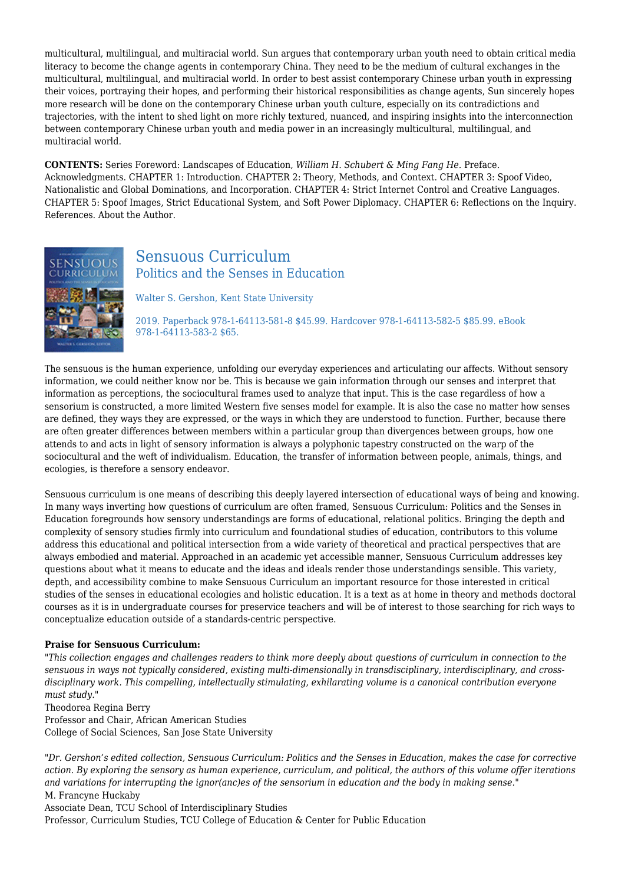multicultural, multilingual, and multiracial world. Sun argues that contemporary urban youth need to obtain critical media literacy to become the change agents in contemporary China. They need to be the medium of cultural exchanges in the multicultural, multilingual, and multiracial world. In order to best assist contemporary Chinese urban youth in expressing their voices, portraying their hopes, and performing their historical responsibilities as change agents, Sun sincerely hopes more research will be done on the contemporary Chinese urban youth culture, especially on its contradictions and trajectories, with the intent to shed light on more richly textured, nuanced, and inspiring insights into the interconnection between contemporary Chinese urban youth and media power in an increasingly multicultural, multilingual, and multiracial world.

**CONTENTS:** Series Foreword: Landscapes of Education, *William H. Schubert & Ming Fang He.* Preface. Acknowledgments. CHAPTER 1: Introduction. CHAPTER 2: Theory, Methods, and Context. CHAPTER 3: Spoof Video, Nationalistic and Global Dominations, and Incorporation. CHAPTER 4: Strict Internet Control and Creative Languages. CHAPTER 5: Spoof Images, Strict Educational System, and Soft Power Diplomacy. CHAPTER 6: Reflections on the Inquiry. References. About the Author.

## Sensuous Curriculum
### Politics and the Senses in Education

Walter S. Gershon, Kent State University

2019. Paperback 978-1-64113-581-8 $45.99. Hardcover 978-1-64113-582-5 $85.99. eBook 978-1-64113-583-2 $65.

The sensuous is the human experience, unfolding our everyday experiences and articulating our affects. Without sensory information, we could neither know nor be. This is because we gain information through our senses and interpret that information as perceptions, the sociocultural frames used to analyze that input. This is the case regardless of how a sensorium is constructed, a more limited Western five senses model for example. It is also the case no matter how senses are defined, they ways they are expressed, or the ways in which they are understood to function. Further, because there are often greater differences between members within a particular group than divergences between groups, how one attends to and acts in light of sensory information is always a polyphonic tapestry constructed on the warp of the sociocultural and the weft of individualism. Education, the transfer of information between people, animals, things, and ecologies, is therefore a sensory endeavor.

Sensuous curriculum is one means of describing this deeply layered intersection of educational ways of being and knowing. In many ways inverting how questions of curriculum are often framed, Sensuous Curriculum: Politics and the Senses in Education foregrounds how sensory understandings are forms of educational, relational politics. Bringing the depth and complexity of sensory studies firmly into curriculum and foundational studies of education, contributors to this volume address this educational and political intersection from a wide variety of theoretical and practical perspectives that are always embodied and material. Approached in an academic yet accessible manner, Sensuous Curriculum addresses key questions about what it means to educate and the ideas and ideals render those understandings sensible. This variety, depth, and accessibility combine to make Sensuous Curriculum an important resource for those interested in critical studies of the senses in educational ecologies and holistic education. It is a text as at home in theory and methods doctoral courses as it is in undergraduate courses for preservice teachers and will be of interest to those searching for rich ways to conceptualize education outside of a standards-centric perspective.

**Praise for Sensuous Curriculum:**

"*This collection engages and challenges readers to think more deeply about questions of curriculum in connection to the sensuous in ways not typically considered, existing multi-dimensionally in transdisciplinary, interdisciplinary, and cross-disciplinary work. This compelling, intellectually stimulating, exhilarating volume is a canonical contribution everyone must study.*"
Theodorea Regina Berry
Professor and Chair, African American Studies
College of Social Sciences, San Jose State University

"*Dr. Gershon's edited collection, Sensuous Curriculum: Politics and the Senses in Education, makes the case for corrective action. By exploring the sensory as human experience, curriculum, and political, the authors of this volume offer iterations and variations for interrupting the ignor(anc)es of the sensorium in education and the body in making sense.*"
M. Francyne Huckaby
Associate Dean, TCU School of Interdisciplinary Studies
Professor, Curriculum Studies, TCU College of Education & Center for Public Education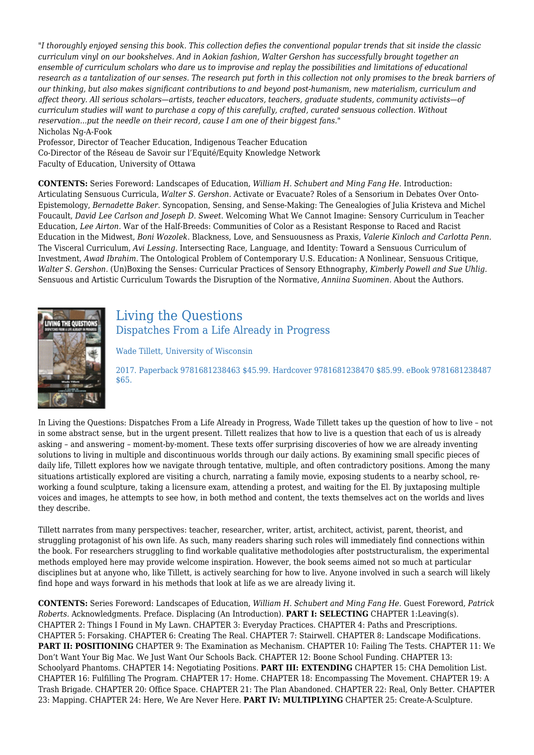*"I thoroughly enjoyed sensing this book. This collection defies the conventional popular trends that sit inside the classic curriculum vinyl on our bookshelves. And in Aokian fashion, Walter Gershon has successfully brought together an ensemble of curriculum scholars who dare us to improvise and replay the possibilities and limitations of educational research as a tantalization of our senses. The research put forth in this collection not only promises to the break barriers of our thinking, but also makes significant contributions to and beyond post-humanism, new materialism, curriculum and affect theory. All serious scholars—artists, teacher educators, teachers, graduate students, community activists—of curriculum studies will want to purchase a copy of this carefully, crafted, curated sensuous collection. Without reservation...put the needle on their record, cause I am one of their biggest fans."*
Nicholas Ng-A-Fook
Professor, Director of Teacher Education, Indigenous Teacher Education
Co-Director of the Réseau de Savoir sur l'Equité/Equity Knowledge Network
Faculty of Education, University of Ottawa

**CONTENTS:** Series Foreword: Landscapes of Education, *William H. Schubert and Ming Fang He.* Introduction: Articulating Sensuous Curricula, *Walter S. Gershon.* Activate or Evacuate? Roles of a Sensorium in Debates Over Onto-Epistemology, *Bernadette Baker.* Syncopation, Sensing, and Sense-Making: The Genealogies of Julia Kristeva and Michel Foucault, *David Lee Carlson and Joseph D. Sweet.* Welcoming What We Cannot Imagine: Sensory Curriculum in Teacher Education, *Lee Airton.* War of the Half-Breeds: Communities of Color as a Resistant Response to Raced and Racist Education in the Midwest, *Boni Wozolek.* Blackness, Love, and Sensuousness as Praxis, *Valerie Kinloch and Carlotta Penn.* The Visceral Curriculum, *Avi Lessing.* Intersecting Race, Language, and Identity: Toward a Sensuous Curriculum of Investment, *Awad Ibrahim.* The Ontological Problem of Contemporary U.S. Education: A Nonlinear, Sensuous Critique, *Walter S. Gershon.* (Un)Boxing the Senses: Curricular Practices of Sensory Ethnography, *Kimberly Powell and Sue Uhlig.* Sensuous and Artistic Curriculum Towards the Disruption of the Normative, *Anniina Suominen.* About the Authors.

## Living the Questions
### Dispatches From a Life Already in Progress

Wade Tillett, University of Wisconsin

2017. Paperback 9781681238463 $45.99. Hardcover 9781681238470 $85.99. eBook 9781681238487 $65.

In Living the Questions: Dispatches From a Life Already in Progress, Wade Tillett takes up the question of how to live – not in some abstract sense, but in the urgent present. Tillett realizes that how to live is a question that each of us is already asking – and answering – moment-by-moment. These texts offer surprising discoveries of how we are already inventing solutions to living in multiple and discontinuous worlds through our daily actions. By examining small specific pieces of daily life, Tillett explores how we navigate through tentative, multiple, and often contradictory positions. Among the many situations artistically explored are visiting a church, narrating a family movie, exposing students to a nearby school, re-working a found sculpture, taking a licensure exam, attending a protest, and waiting for the El. By juxtaposing multiple voices and images, he attempts to see how, in both method and content, the texts themselves act on the worlds and lives they describe.

Tillett narrates from many perspectives: teacher, researcher, writer, artist, architect, activist, parent, theorist, and struggling protagonist of his own life. As such, many readers sharing such roles will immediately find connections within the book. For researchers struggling to find workable qualitative methodologies after poststructuralism, the experimental methods employed here may provide welcome inspiration. However, the book seems aimed not so much at particular disciplines but at anyone who, like Tillett, is actively searching for how to live. Anyone involved in such a search will likely find hope and ways forward in his methods that look at life as we are already living it.

**CONTENTS:** Series Foreword: Landscapes of Education, *William H. Schubert and Ming Fang He.* Guest Foreword, *Patrick Roberts.* Acknowledgments. Preface. Displacing (An Introduction). **PART I: SELECTING** CHAPTER 1:Leaving(s). CHAPTER 2: Things I Found in My Lawn. CHAPTER 3: Everyday Practices. CHAPTER 4: Paths and Prescriptions. CHAPTER 5: Forsaking. CHAPTER 6: Creating The Real. CHAPTER 7: Stairwell. CHAPTER 8: Landscape Modifications. **PART II: POSITIONING** CHAPTER 9: The Examination as Mechanism. CHAPTER 10: Failing The Tests. CHAPTER 11: We Don't Want Your Big Mac. We Just Want Our Schools Back. CHAPTER 12: Boone School Funding. CHAPTER 13: Schoolyard Phantoms. CHAPTER 14: Negotiating Positions. **PART III: EXTENDING** CHAPTER 15: CHA Demolition List. CHAPTER 16: Fulfilling The Program. CHAPTER 17: Home. CHAPTER 18: Encompassing The Movement. CHAPTER 19: A Trash Brigade. CHAPTER 20: Office Space. CHAPTER 21: The Plan Abandoned. CHAPTER 22: Real, Only Better. CHAPTER 23: Mapping. CHAPTER 24: Here, We Are Never Here. **PART IV: MULTIPLYING** CHAPTER 25: Create-A-Sculpture.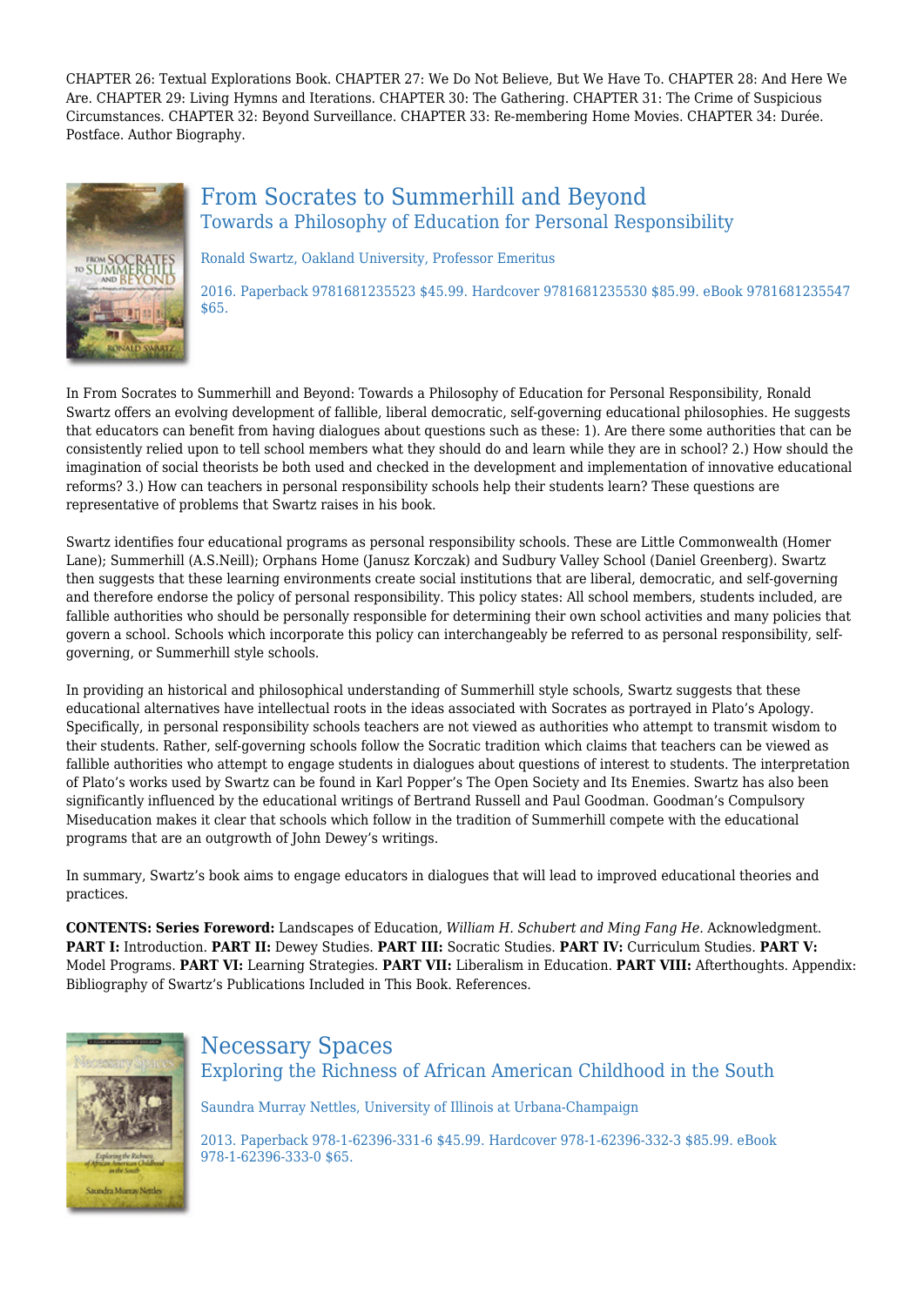CHAPTER 26: Textual Explorations Book. CHAPTER 27: We Do Not Believe, But We Have To. CHAPTER 28: And Here We Are. CHAPTER 29: Living Hymns and Iterations. CHAPTER 30: The Gathering. CHAPTER 31: The Crime of Suspicious Circumstances. CHAPTER 32: Beyond Surveillance. CHAPTER 33: Re-membering Home Movies. CHAPTER 34: Durée. Postface. Author Biography.

## From Socrates to Summerhill and Beyond

### Towards a Philosophy of Education for Personal Responsibility

Ronald Swartz, Oakland University, Professor Emeritus

2016. Paperback 9781681235523 $45.99. Hardcover 9781681235530 $85.99. eBook 9781681235547 $65.

In From Socrates to Summerhill and Beyond: Towards a Philosophy of Education for Personal Responsibility, Ronald Swartz offers an evolving development of fallible, liberal democratic, self-governing educational philosophies. He suggests that educators can benefit from having dialogues about questions such as these: 1). Are there some authorities that can be consistently relied upon to tell school members what they should do and learn while they are in school? 2.) How should the imagination of social theorists be both used and checked in the development and implementation of innovative educational reforms? 3.) How can teachers in personal responsibility schools help their students learn? These questions are representative of problems that Swartz raises in his book.

Swartz identifies four educational programs as personal responsibility schools. These are Little Commonwealth (Homer Lane); Summerhill (A.S.Neill); Orphans Home (Janusz Korczak) and Sudbury Valley School (Daniel Greenberg). Swartz then suggests that these learning environments create social institutions that are liberal, democratic, and self-governing and therefore endorse the policy of personal responsibility. This policy states: All school members, students included, are fallible authorities who should be personally responsible for determining their own school activities and many policies that govern a school. Schools which incorporate this policy can interchangeably be referred to as personal responsibility, self-governing, or Summerhill style schools.

In providing an historical and philosophical understanding of Summerhill style schools, Swartz suggests that these educational alternatives have intellectual roots in the ideas associated with Socrates as portrayed in Plato's Apology. Specifically, in personal responsibility schools teachers are not viewed as authorities who attempt to transmit wisdom to their students. Rather, self-governing schools follow the Socratic tradition which claims that teachers can be viewed as fallible authorities who attempt to engage students in dialogues about questions of interest to students. The interpretation of Plato's works used by Swartz can be found in Karl Popper's The Open Society and Its Enemies. Swartz has also been significantly influenced by the educational writings of Bertrand Russell and Paul Goodman. Goodman's Compulsory Miseducation makes it clear that schools which follow in the tradition of Summerhill compete with the educational programs that are an outgrowth of John Dewey's writings.

In summary, Swartz's book aims to engage educators in dialogues that will lead to improved educational theories and practices.

**CONTENTS: Series Foreword:** Landscapes of Education, *William H. Schubert and Ming Fang He.* Acknowledgment. **PART I:** Introduction. **PART II:** Dewey Studies. **PART III:** Socratic Studies. **PART IV:** Curriculum Studies. **PART V:** Model Programs. **PART VI:** Learning Strategies. **PART VII:** Liberalism in Education. **PART VIII:** Afterthoughts. Appendix: Bibliography of Swartz's Publications Included in This Book. References.

## Necessary Spaces

### Exploring the Richness of African American Childhood in the South

Saundra Murray Nettles, University of Illinois at Urbana-Champaign

2013. Paperback 978-1-62396-331-6 $45.99. Hardcover 978-1-62396-332-3 $85.99. eBook 978-1-62396-333-0 $65.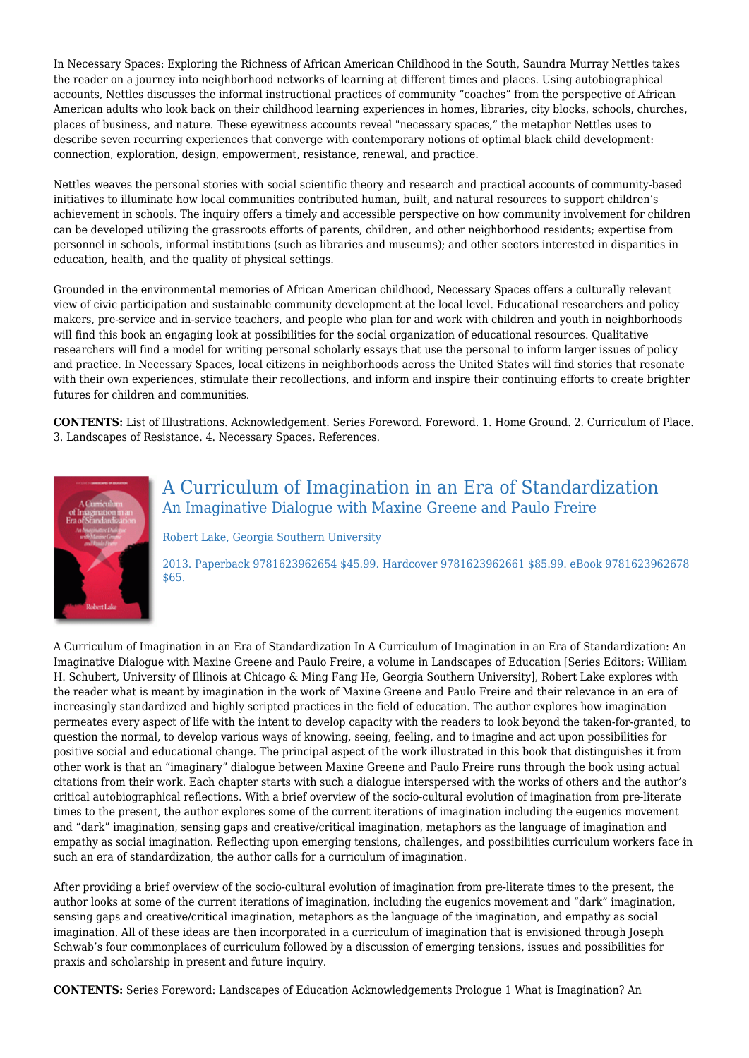In Necessary Spaces: Exploring the Richness of African American Childhood in the South, Saundra Murray Nettles takes the reader on a journey into neighborhood networks of learning at different times and places. Using autobiographical accounts, Nettles discusses the informal instructional practices of community "coaches" from the perspective of African American adults who look back on their childhood learning experiences in homes, libraries, city blocks, schools, churches, places of business, and nature. These eyewitness accounts reveal "necessary spaces," the metaphor Nettles uses to describe seven recurring experiences that converge with contemporary notions of optimal black child development: connection, exploration, design, empowerment, resistance, renewal, and practice.

Nettles weaves the personal stories with social scientific theory and research and practical accounts of community-based initiatives to illuminate how local communities contributed human, built, and natural resources to support children's achievement in schools. The inquiry offers a timely and accessible perspective on how community involvement for children can be developed utilizing the grassroots efforts of parents, children, and other neighborhood residents; expertise from personnel in schools, informal institutions (such as libraries and museums); and other sectors interested in disparities in education, health, and the quality of physical settings.

Grounded in the environmental memories of African American childhood, Necessary Spaces offers a culturally relevant view of civic participation and sustainable community development at the local level. Educational researchers and policy makers, pre-service and in-service teachers, and people who plan for and work with children and youth in neighborhoods will find this book an engaging look at possibilities for the social organization of educational resources. Qualitative researchers will find a model for writing personal scholarly essays that use the personal to inform larger issues of policy and practice. In Necessary Spaces, local citizens in neighborhoods across the United States will find stories that resonate with their own experiences, stimulate their recollections, and inform and inspire their continuing efforts to create brighter futures for children and communities.

**CONTENTS:** List of Illustrations. Acknowledgement. Series Foreword. Foreword. 1. Home Ground. 2. Curriculum of Place. 3. Landscapes of Resistance. 4. Necessary Spaces. References.

## A Curriculum of Imagination in an Era of Standardization

### An Imaginative Dialogue with Maxine Greene and Paulo Freire

Robert Lake, Georgia Southern University

2013. Paperback 9781623962654 $45.99. Hardcover 9781623962661 $85.99. eBook 9781623962678 $65.

A Curriculum of Imagination in an Era of Standardization In A Curriculum of Imagination in an Era of Standardization: An Imaginative Dialogue with Maxine Greene and Paulo Freire, a volume in Landscapes of Education [Series Editors: William H. Schubert, University of Illinois at Chicago & Ming Fang He, Georgia Southern University], Robert Lake explores with the reader what is meant by imagination in the work of Maxine Greene and Paulo Freire and their relevance in an era of increasingly standardized and highly scripted practices in the field of education. The author explores how imagination permeates every aspect of life with the intent to develop capacity with the readers to look beyond the taken-for-granted, to question the normal, to develop various ways of knowing, seeing, feeling, and to imagine and act upon possibilities for positive social and educational change. The principal aspect of the work illustrated in this book that distinguishes it from other work is that an "imaginary" dialogue between Maxine Greene and Paulo Freire runs through the book using actual citations from their work. Each chapter starts with such a dialogue interspersed with the works of others and the author's critical autobiographical reflections. With a brief overview of the socio-cultural evolution of imagination from pre-literate times to the present, the author explores some of the current iterations of imagination including the eugenics movement and "dark" imagination, sensing gaps and creative/critical imagination, metaphors as the language of imagination and empathy as social imagination. Reflecting upon emerging tensions, challenges, and possibilities curriculum workers face in such an era of standardization, the author calls for a curriculum of imagination.

After providing a brief overview of the socio-cultural evolution of imagination from pre-literate times to the present, the author looks at some of the current iterations of imagination, including the eugenics movement and "dark" imagination, sensing gaps and creative/critical imagination, metaphors as the language of the imagination, and empathy as social imagination. All of these ideas are then incorporated in a curriculum of imagination that is envisioned through Joseph Schwab's four commonplaces of curriculum followed by a discussion of emerging tensions, issues and possibilities for praxis and scholarship in present and future inquiry.

**CONTENTS:** Series Foreword: Landscapes of Education Acknowledgements Prologue 1 What is Imagination? An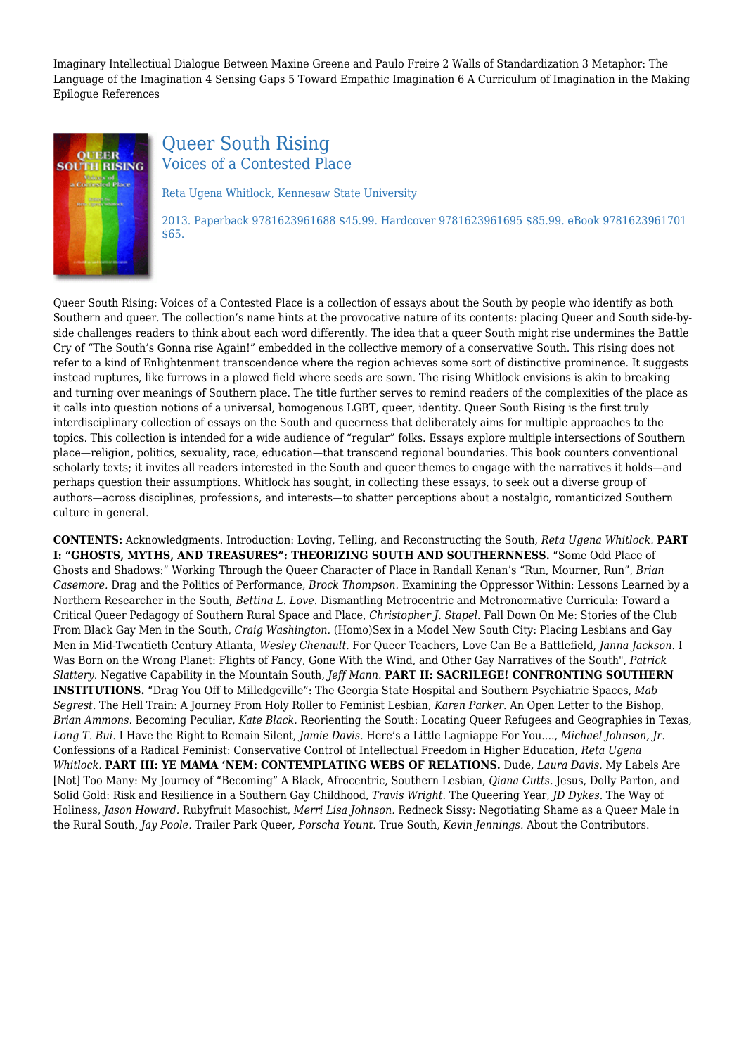Imaginary Intellectiual Dialogue Between Maxine Greene and Paulo Freire 2 Walls of Standardization 3 Metaphor: The Language of the Imagination 4 Sensing Gaps 5 Toward Empathic Imagination 6 A Curriculum of Imagination in the Making Epilogue References

## Queer South Rising

### Voices of a Contested Place

Reta Ugena Whitlock, Kennesaw State University

2013. Paperback 9781623961688 $45.99. Hardcover 9781623961695 $85.99. eBook 9781623961701 $65.

Queer South Rising: Voices of a Contested Place is a collection of essays about the South by people who identify as both Southern and queer. The collection's name hints at the provocative nature of its contents: placing Queer and South side-by-side challenges readers to think about each word differently. The idea that a queer South might rise undermines the Battle Cry of "The South's Gonna rise Again!" embedded in the collective memory of a conservative South. This rising does not refer to a kind of Enlightenment transcendence where the region achieves some sort of distinctive prominence. It suggests instead ruptures, like furrows in a plowed field where seeds are sown. The rising Whitlock envisions is akin to breaking and turning over meanings of Southern place. The title further serves to remind readers of the complexities of the place as it calls into question notions of a universal, homogenous LGBT, queer, identity. Queer South Rising is the first truly interdisciplinary collection of essays on the South and queerness that deliberately aims for multiple approaches to the topics. This collection is intended for a wide audience of "regular" folks. Essays explore multiple intersections of Southern place—religion, politics, sexuality, race, education—that transcend regional boundaries. This book counters conventional scholarly texts; it invites all readers interested in the South and queer themes to engage with the narratives it holds—and perhaps question their assumptions. Whitlock has sought, in collecting these essays, to seek out a diverse group of authors—across disciplines, professions, and interests—to shatter perceptions about a nostalgic, romanticized Southern culture in general.

**CONTENTS:** Acknowledgments. Introduction: Loving, Telling, and Reconstructing the South, *Reta Ugena Whitlock.* **PART I: "GHOSTS, MYTHS, AND TREASURES": THEORIZING SOUTH AND SOUTHERNNESS.** "Some Odd Place of Ghosts and Shadows:" Working Through the Queer Character of Place in Randall Kenan's "Run, Mourner, Run", *Brian Casemore.* Drag and the Politics of Performance, *Brock Thompson.* Examining the Oppressor Within: Lessons Learned by a Northern Researcher in the South, *Bettina L. Love.* Dismantling Metrocentric and Metronormative Curricula: Toward a Critical Queer Pedagogy of Southern Rural Space and Place, *Christopher J. Stapel.* Fall Down On Me: Stories of the Club From Black Gay Men in the South, *Craig Washington.* (Homo)Sex in a Model New South City: Placing Lesbians and Gay Men in Mid-Twentieth Century Atlanta, *Wesley Chenault.* For Queer Teachers, Love Can Be a Battlefield, *Janna Jackson.* I Was Born on the Wrong Planet: Flights of Fancy, Gone With the Wind, and Other Gay Narratives of the South", *Patrick Slattery.* Negative Capability in the Mountain South, *Jeff Mann.* **PART II: SACRILEGE! CONFRONTING SOUTHERN INSTITUTIONS.** "Drag You Off to Milledgeville": The Georgia State Hospital and Southern Psychiatric Spaces, *Mab Segrest.* The Hell Train: A Journey From Holy Roller to Feminist Lesbian, *Karen Parker.* An Open Letter to the Bishop, *Brian Ammons.* Becoming Peculiar, *Kate Black.* Reorienting the South: Locating Queer Refugees and Geographies in Texas, *Long T. Bui.* I Have the Right to Remain Silent, *Jamie Davis.* Here's a Little Lagniappe For You...., *Michael Johnson, Jr.* Confessions of a Radical Feminist: Conservative Control of Intellectual Freedom in Higher Education, *Reta Ugena Whitlock.* **PART III: YE MAMA 'NEM: CONTEMPLATING WEBS OF RELATIONS.** Dude, *Laura Davis.* My Labels Are [Not] Too Many: My Journey of "Becoming" A Black, Afrocentric, Southern Lesbian, *Qiana Cutts.* Jesus, Dolly Parton, and Solid Gold: Risk and Resilience in a Southern Gay Childhood, *Travis Wright.* The Queering Year, *JD Dykes.* The Way of Holiness, *Jason Howard.* Rubyfruit Masochist, *Merri Lisa Johnson.* Redneck Sissy: Negotiating Shame as a Queer Male in the Rural South, *Jay Poole.* Trailer Park Queer, *Porscha Yount.* True South, *Kevin Jennings.* About the Contributors.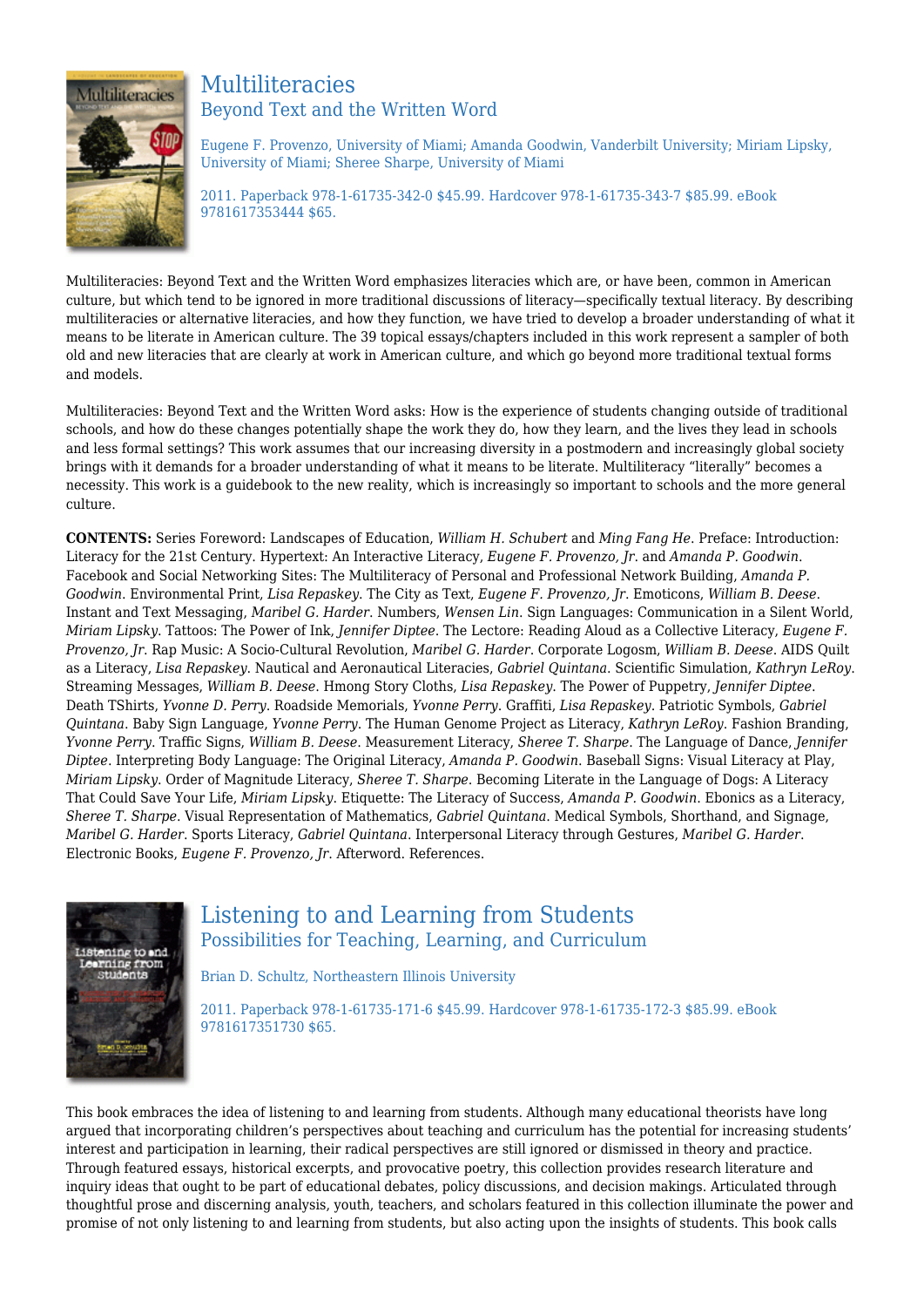## Multiliteracies

### Beyond Text and the Written Word

Eugene F. Provenzo, University of Miami; Amanda Goodwin, Vanderbilt University; Miriam Lipsky, University of Miami; Sheree Sharpe, University of Miami

2011. Paperback 978-1-61735-342-0 $45.99. Hardcover 978-1-61735-343-7 $85.99. eBook 9781617353444 $65.

Multiliteracies: Beyond Text and the Written Word emphasizes literacies which are, or have been, common in American culture, but which tend to be ignored in more traditional discussions of literacy—specifically textual literacy. By describing multiliteracies or alternative literacies, and how they function, we have tried to develop a broader understanding of what it means to be literate in American culture. The 39 topical essays/chapters included in this work represent a sampler of both old and new literacies that are clearly at work in American culture, and which go beyond more traditional textual forms and models.

Multiliteracies: Beyond Text and the Written Word asks: How is the experience of students changing outside of traditional schools, and how do these changes potentially shape the work they do, how they learn, and the lives they lead in schools and less formal settings? This work assumes that our increasing diversity in a postmodern and increasingly global society brings with it demands for a broader understanding of what it means to be literate. Multiliteracy "literally" becomes a necessity. This work is a guidebook to the new reality, which is increasingly so important to schools and the more general culture.

**CONTENTS:** Series Foreword: Landscapes of Education, *William H. Schubert* and *Ming Fang He*. Preface: Introduction: Literacy for the 21st Century. Hypertext: An Interactive Literacy, *Eugene F. Provenzo, Jr.* and *Amanda P. Goodwin*. Facebook and Social Networking Sites: The Multiliteracy of Personal and Professional Network Building, *Amanda P. Goodwin*. Environmental Print, *Lisa Repaskey*. The City as Text, *Eugene F. Provenzo, Jr.* Emoticons, *William B. Deese*. Instant and Text Messaging, *Maribel G. Harder*. Numbers, *Wensen Lin*. Sign Languages: Communication in a Silent World, *Miriam Lipsky*. Tattoos: The Power of Ink, *Jennifer Diptee*. The Lectore: Reading Aloud as a Collective Literacy, *Eugene F. Provenzo, Jr.* Rap Music: A Socio-Cultural Revolution, *Maribel G. Harder*. Corporate Logosm, *William B. Deese*. AIDS Quilt as a Literacy, *Lisa Repaskey*. Nautical and Aeronautical Literacies, *Gabriel Quintana*. Scientific Simulation, *Kathryn LeRoy*. Streaming Messages, *William B. Deese*. Hmong Story Cloths, *Lisa Repaskey*. The Power of Puppetry, *Jennifer Diptee*. Death TShirts, *Yvonne D. Perry*. Roadside Memorials, *Yvonne Perry*. Graffiti, *Lisa Repaskey*. Patriotic Symbols, *Gabriel Quintana*. Baby Sign Language, *Yvonne Perry*. The Human Genome Project as Literacy, *Kathryn LeRoy*. Fashion Branding, *Yvonne Perry*. Traffic Signs, *William B. Deese*. Measurement Literacy, *Sheree T. Sharpe*. The Language of Dance, *Jennifer Diptee*. Interpreting Body Language: The Original Literacy, *Amanda P. Goodwin*. Baseball Signs: Visual Literacy at Play, *Miriam Lipsky*. Order of Magnitude Literacy, *Sheree T. Sharpe*. Becoming Literate in the Language of Dogs: A Literacy That Could Save Your Life, *Miriam Lipsky*. Etiquette: The Literacy of Success, *Amanda P. Goodwin*. Ebonics as a Literacy, *Sheree T. Sharpe*. Visual Representation of Mathematics, *Gabriel Quintana*. Medical Symbols, Shorthand, and Signage, *Maribel G. Harder*. Sports Literacy, *Gabriel Quintana*. Interpersonal Literacy through Gestures, *Maribel G. Harder*. Electronic Books, *Eugene F. Provenzo, Jr.* Afterword. References.

## Listening to and Learning from Students

### Possibilities for Teaching, Learning, and Curriculum

Brian D. Schultz, Northeastern Illinois University

2011. Paperback 978-1-61735-171-6 $45.99. Hardcover 978-1-61735-172-3 $85.99. eBook 9781617351730 $65.

This book embraces the idea of listening to and learning from students. Although many educational theorists have long argued that incorporating children's perspectives about teaching and curriculum has the potential for increasing students' interest and participation in learning, their radical perspectives are still ignored or dismissed in theory and practice. Through featured essays, historical excerpts, and provocative poetry, this collection provides research literature and inquiry ideas that ought to be part of educational debates, policy discussions, and decision makings. Articulated through thoughtful prose and discerning analysis, youth, teachers, and scholars featured in this collection illuminate the power and promise of not only listening to and learning from students, but also acting upon the insights of students. This book calls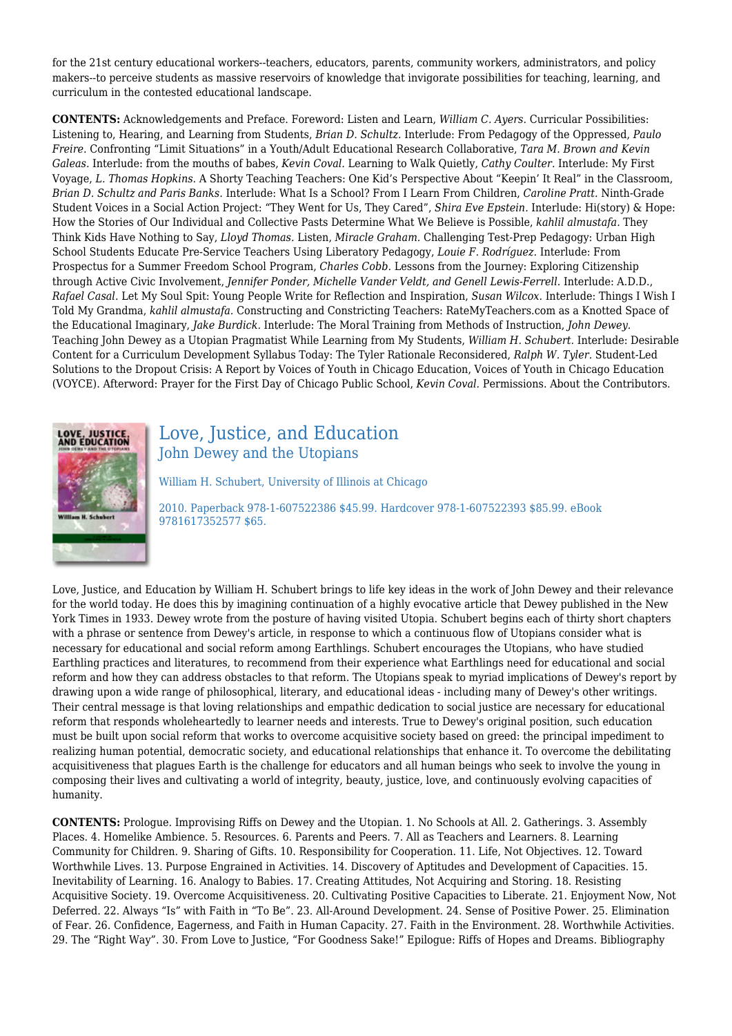for the 21st century educational workers--teachers, educators, parents, community workers, administrators, and policy makers--to perceive students as massive reservoirs of knowledge that invigorate possibilities for teaching, learning, and curriculum in the contested educational landscape.

**CONTENTS:** Acknowledgements and Preface. Foreword: Listen and Learn, *William C. Ayers.* Curricular Possibilities: Listening to, Hearing, and Learning from Students, *Brian D. Schultz.* Interlude: From Pedagogy of the Oppressed, *Paulo Freire.* Confronting "Limit Situations" in a Youth/Adult Educational Research Collaborative, *Tara M. Brown and Kevin Galeas.* Interlude: from the mouths of babes, *Kevin Coval.* Learning to Walk Quietly, *Cathy Coulter.* Interlude: My First Voyage, *L. Thomas Hopkins.* A Shorty Teaching Teachers: One Kid's Perspective About "Keepin' It Real" in the Classroom, *Brian D. Schultz and Paris Banks.* Interlude: What Is a School? From I Learn From Children, *Caroline Pratt.* Ninth-Grade Student Voices in a Social Action Project: "They Went for Us, They Cared", *Shira Eve Epstein.* Interlude: Hi(story) & Hope: How the Stories of Our Individual and Collective Pasts Determine What We Believe is Possible, *kahlil almustafa.* They Think Kids Have Nothing to Say, *Lloyd Thomas.* Listen, *Miracle Graham.* Challenging Test-Prep Pedagogy: Urban High School Students Educate Pre-Service Teachers Using Liberatory Pedagogy, *Louie F. Rodríguez.* Interlude: From Prospectus for a Summer Freedom School Program, *Charles Cobb.* Lessons from the Journey: Exploring Citizenship through Active Civic Involvement, *Jennifer Ponder, Michelle Vander Veldt, and Genell Lewis-Ferrell.* Interlude: A.D.D., *Rafael Casal.* Let My Soul Spit: Young People Write for Reflection and Inspiration, *Susan Wilcox.* Interlude: Things I Wish I Told My Grandma, *kahlil almustafa.* Constructing and Constricting Teachers: RateMyTeachers.com as a Knotted Space of the Educational Imaginary, *Jake Burdick.* Interlude: The Moral Training from Methods of Instruction, *John Dewey.* Teaching John Dewey as a Utopian Pragmatist While Learning from My Students, *William H. Schubert.* Interlude: Desirable Content for a Curriculum Development Syllabus Today: The Tyler Rationale Reconsidered, *Ralph W. Tyler.* Student-Led Solutions to the Dropout Crisis: A Report by Voices of Youth in Chicago Education, Voices of Youth in Chicago Education (VOYCE). Afterword: Prayer for the First Day of Chicago Public School, *Kevin Coval.* Permissions. About the Contributors.

## Love, Justice, and Education
### John Dewey and the Utopians

William H. Schubert, University of Illinois at Chicago

2010. Paperback 978-1-607522386 $45.99. Hardcover 978-1-607522393 $85.99. eBook 9781617352577 $65.

Love, Justice, and Education by William H. Schubert brings to life key ideas in the work of John Dewey and their relevance for the world today. He does this by imagining continuation of a highly evocative article that Dewey published in the New York Times in 1933. Dewey wrote from the posture of having visited Utopia. Schubert begins each of thirty short chapters with a phrase or sentence from Dewey's article, in response to which a continuous flow of Utopians consider what is necessary for educational and social reform among Earthlings. Schubert encourages the Utopians, who have studied Earthling practices and literatures, to recommend from their experience what Earthlings need for educational and social reform and how they can address obstacles to that reform. The Utopians speak to myriad implications of Dewey's report by drawing upon a wide range of philosophical, literary, and educational ideas - including many of Dewey's other writings. Their central message is that loving relationships and empathic dedication to social justice are necessary for educational reform that responds wholeheartedly to learner needs and interests. True to Dewey's original position, such education must be built upon social reform that works to overcome acquisitive society based on greed: the principal impediment to realizing human potential, democratic society, and educational relationships that enhance it. To overcome the debilitating acquisitiveness that plagues Earth is the challenge for educators and all human beings who seek to involve the young in composing their lives and cultivating a world of integrity, beauty, justice, love, and continuously evolving capacities of humanity.

**CONTENTS:** Prologue. Improvising Riffs on Dewey and the Utopian. 1. No Schools at All. 2. Gatherings. 3. Assembly Places. 4. Homelike Ambience. 5. Resources. 6. Parents and Peers. 7. All as Teachers and Learners. 8. Learning Community for Children. 9. Sharing of Gifts. 10. Responsibility for Cooperation. 11. Life, Not Objectives. 12. Toward Worthwhile Lives. 13. Purpose Engrained in Activities. 14. Discovery of Aptitudes and Development of Capacities. 15. Inevitability of Learning. 16. Analogy to Babies. 17. Creating Attitudes, Not Acquiring and Storing. 18. Resisting Acquisitive Society. 19. Overcome Acquisitiveness. 20. Cultivating Positive Capacities to Liberate. 21. Enjoyment Now, Not Deferred. 22. Always "Is" with Faith in "To Be". 23. All-Around Development. 24. Sense of Positive Power. 25. Elimination of Fear. 26. Confidence, Eagerness, and Faith in Human Capacity. 27. Faith in the Environment. 28. Worthwhile Activities. 29. The "Right Way". 30. From Love to Justice, "For Goodness Sake!" Epilogue: Riffs of Hopes and Dreams. Bibliography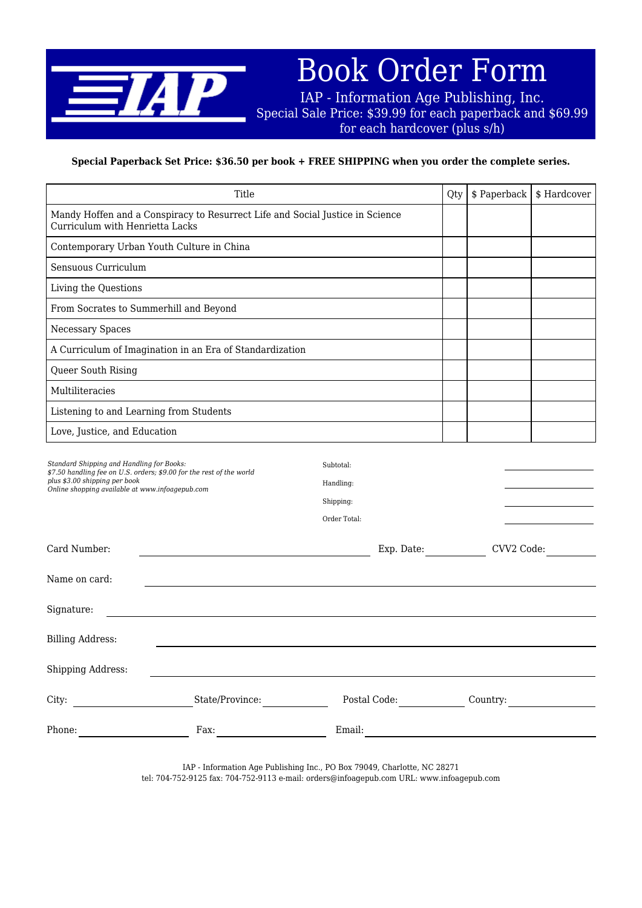IAP

# Book Order Form

IAP - Information Age Publishing, Inc.
Special Sale Price: $39.99 for each paperback and $69.99 for each hardcover (plus s/h)

**Special Paperback Set Price: $36.50 per book + FREE SHIPPING when you order the complete series.**

| Title | Qty | $ Paperback | $ Hardcover |
|---|---|---|---|
| Mandy Hoffen and a Conspiracy to Resurrect Life and Social Justice in Science Curriculum with Henrietta Lacks | | | |
| Contemporary Urban Youth Culture in China | | | |
| Sensuous Curriculum | | | |
| Living the Questions | | | |
| From Socrates to Summerhill and Beyond | | | |
| Necessary Spaces | | | |
| A Curriculum of Imagination in an Era of Standardization | | | |
| Queer South Rising | | | |
| Multiliteracies | | | |
| Listening to and Learning from Students | | | |
| Love, Justice, and Education | | | |

*Standard Shipping and Handling for Books:*
*$7.50 handling fee on U.S. orders; $9.00 for the rest of the world*
*plus $3.00 shipping per book*
*Online shopping available at www.infoagepub.com*

Subtotal: ______________

Handling: ______________

Shipping: ______________

Order Total: ______________

Card Number: ______________ Exp. Date: ______________ CVV2 Code: ______________

Name on card: ______________

Signature: ______________

Billing Address: ______________

Shipping Address: ______________

City: ______________ State/Province: ______________ Postal Code: ______________ Country: ______________

Phone: ______________ Fax: ______________ Email: ______________

IAP - Information Age Publishing Inc., PO Box 79049, Charlotte, NC 28271
tel: 704-752-9125 fax: 704-752-9113 e-mail: orders@infoagepub.com URL: www.infoagepub.com